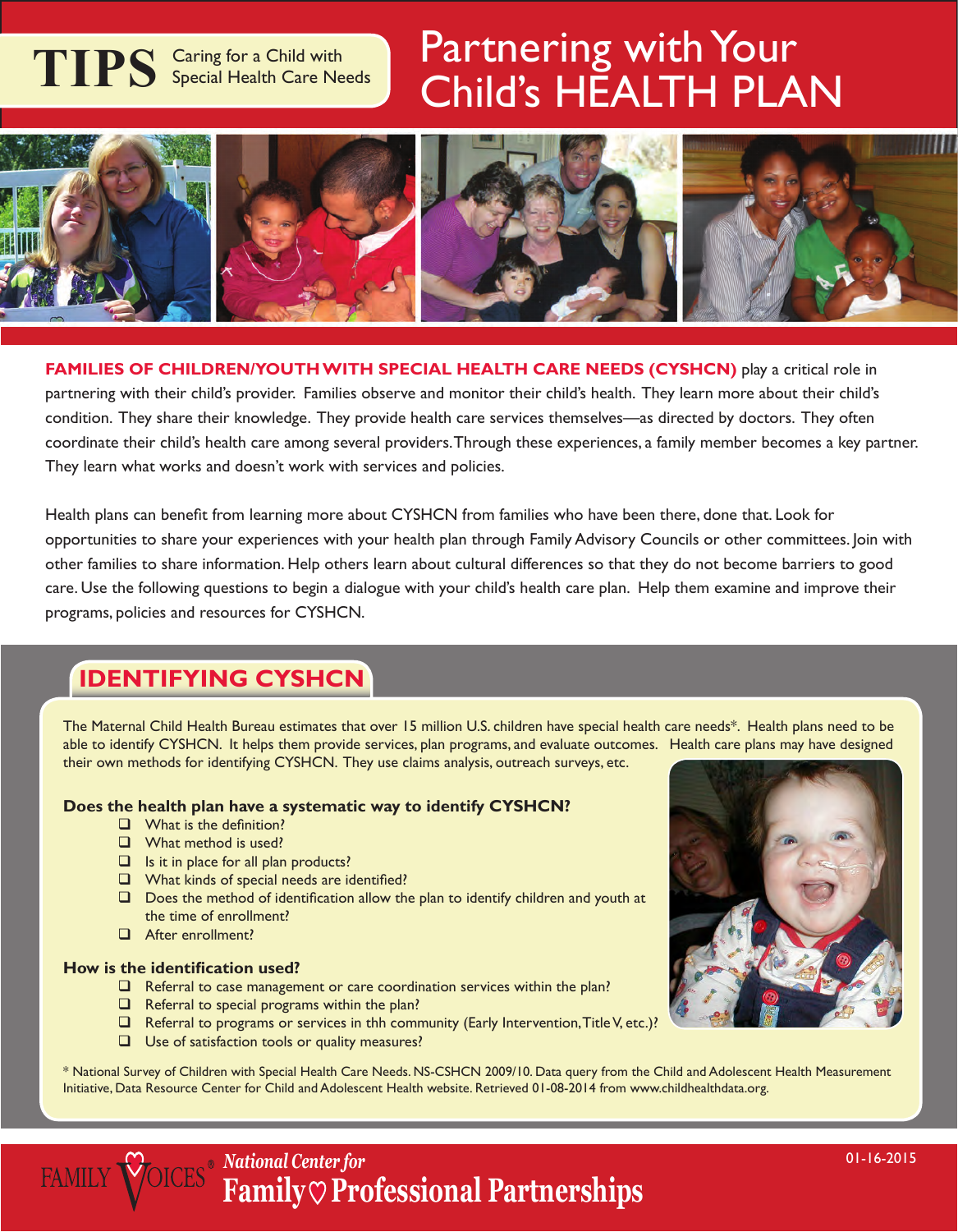# TIPS Caring for a Child with Special Health Care Needs

# Partnering with Your Child's HEALTH PLAN

**FAMILIES OF CHILDREN/YOUTH WITH SPECIAL HEALTH CARE NEEDS (CYSHCN)** play a critical role in partnering with their child's provider. Families observe and monitor their child's health. They learn more about their child's condition. They share their knowledge. They provide health care services themselves—as directed by doctors. They often coordinate their child's health care among several providers. Through these experiences, a family member becomes a key partner. They learn what works and doesn't work with services and policies.

Health plans can benefit from learning more about CYSHCN from families who have been there, done that. Look for opportunities to share your experiences with your health plan through Family Advisory Councils or other committees. Join with other families to share information. Help others learn about cultural differences so that they do not become barriers to good care. Use the following questions to begin a dialogue with your child's health care plan. Help them examine and improve their programs, policies and resources for CYSHCN.

## IDENTIFYING CYSHCN

The Maternal Child Health Bureau estimates that over 15 million U.S. children have special health care needs*. Health plans need to be able to identify CYSHCN. It helps them provide services, plan programs, and evaluate outcomes. Health care plans may have designed their own methods for identifying CYSHCN. They use claims analysis, outreach surveys, etc.

**Does the health plan have a systematic way to identify CYSHCN?**

- ❑ What is the definition?
- ❑ What method is used?
- ❑ Is it in place for all plan products?
- ❑ What kinds of special needs are identified?
- ❑ Does the method of identification allow the plan to identify children and youth at the time of enrollment?
- ❑ After enrollment?

**How is the identification used?**

- ❑ Referral to case management or care coordination services within the plan?
- ❑ Referral to special programs within the plan?
- ❑ Referral to programs or services in thh community (Early Intervention, Title V, etc.)?
- ❑ Use of satisfaction tools or quality measures?

\* National Survey of Children with Special Health Care Needs. NS-CSHCN 2009/10. Data query from the Child and Adolescent Health Measurement Initiative, Data Resource Center for Child and Adolescent Health website. Retrieved 01-08-2014 from www.childhealthdata.org.

FAMILY VOICES® *National Center for* **Family Professional Partnerships**

01-16-2015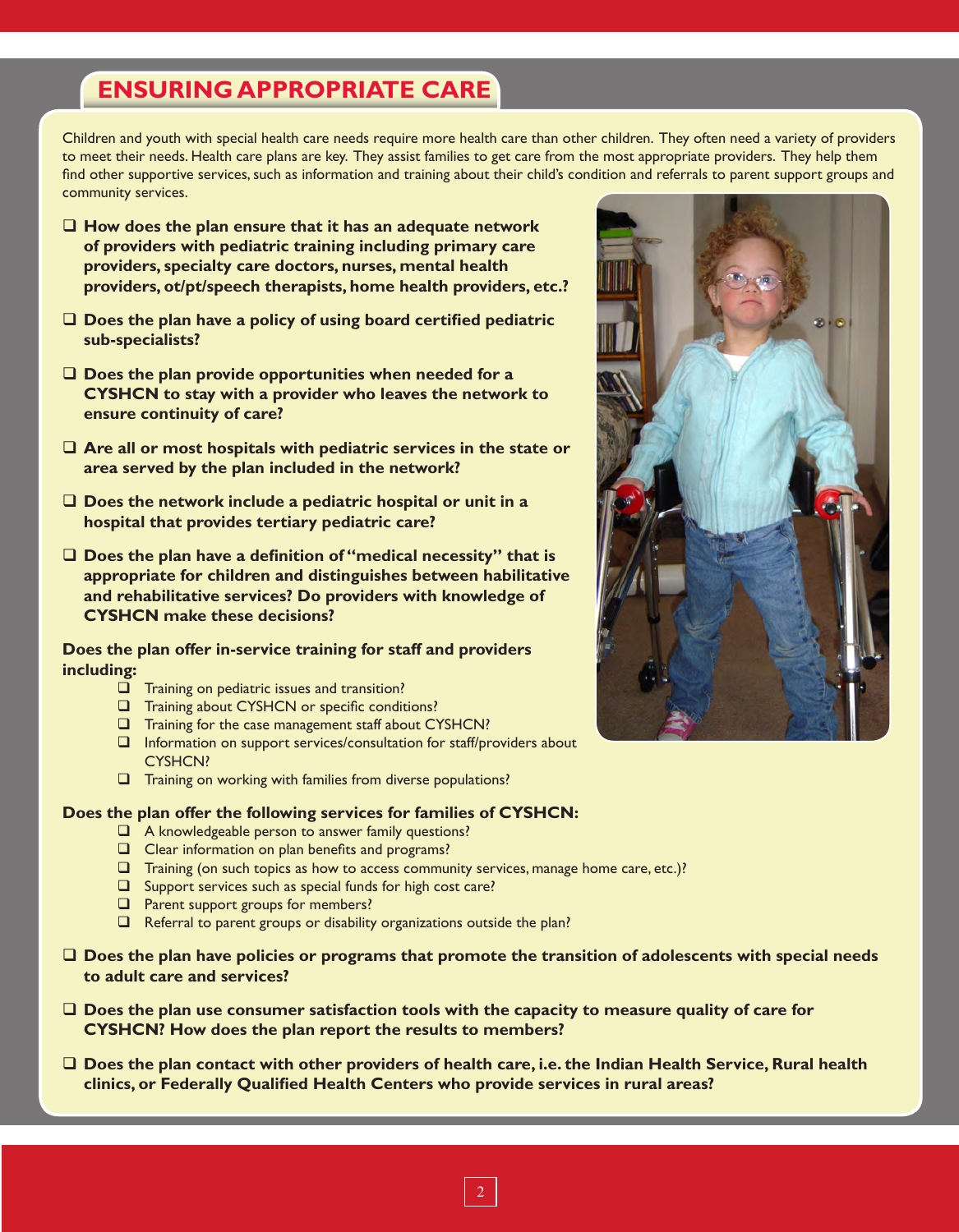## ENSURING APPROPRIATE CARE

Children and youth with special health care needs require more health care than other children. They often need a variety of providers to meet their needs. Health care plans are key. They assist families to get care from the most appropriate providers. They help them find other supportive services, such as information and training about their child's condition and referrals to parent support groups and community services.

- ❑ **How does the plan ensure that it has an adequate network of providers with pediatric training including primary care providers, specialty care doctors, nurses, mental health providers, ot/pt/speech therapists, home health providers, etc.?**
- ❑ **Does the plan have a policy of using board certified pediatric sub-specialists?**
- ❑ **Does the plan provide opportunities when needed for a CYSHCN to stay with a provider who leaves the network to ensure continuity of care?**
- ❑ **Are all or most hospitals with pediatric services in the state or area served by the plan included in the network?**
- ❑ **Does the network include a pediatric hospital or unit in a hospital that provides tertiary pediatric care?**
- ❑ **Does the plan have a definition of "medical necessity" that is appropriate for children and distinguishes between habilitative and rehabilitative services? Do providers with knowledge of CYSHCN make these decisions?**

**Does the plan offer in-service training for staff and providers including:**

- ❑ Training on pediatric issues and transition?
- ❑ Training about CYSHCN or specific conditions?
- ❑ Training for the case management staff about CYSHCN?
- ❑ Information on support services/consultation for staff/providers about CYSHCN?
- ❑ Training on working with families from diverse populations?

**Does the plan offer the following services for families of CYSHCN:**

- ❑ A knowledgeable person to answer family questions?
- ❑ Clear information on plan benefits and programs?
- ❑ Training (on such topics as how to access community services, manage home care, etc.)?
- ❑ Support services such as special funds for high cost care?
- ❑ Parent support groups for members?
- ❑ Referral to parent groups or disability organizations outside the plan?

- ❑ **Does the plan have policies or programs that promote the transition of adolescents with special needs to adult care and services?**
- ❑ **Does the plan use consumer satisfaction tools with the capacity to measure quality of care for CYSHCN? How does the plan report the results to members?**
- ❑ **Does the plan contact with other providers of health care, i.e. the Indian Health Service, Rural health clinics, or Federally Qualified Health Centers who provide services in rural areas?**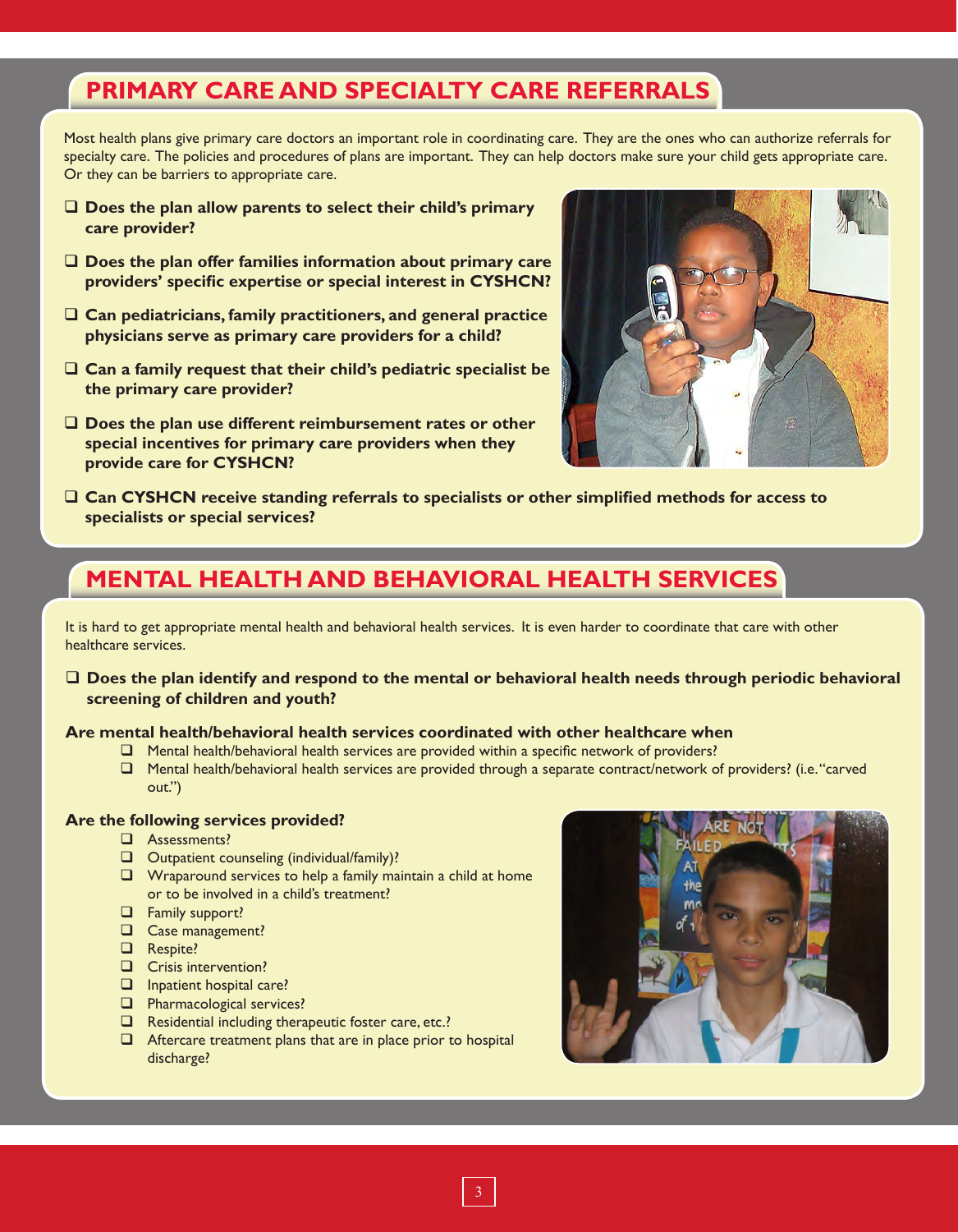## PRIMARY CARE AND SPECIALTY CARE REFERRALS

Most health plans give primary care doctors an important role in coordinating care. They are the ones who can authorize referrals for specialty care. The policies and procedures of plans are important. They can help doctors make sure your child gets appropriate care. Or they can be barriers to appropriate care.

- ❑ **Does the plan allow parents to select their child's primary care provider?**
- ❑ **Does the plan offer families information about primary care providers' specific expertise or special interest in CYSHCN?**
- ❑ **Can pediatricians, family practitioners, and general practice physicians serve as primary care providers for a child?**
- ❑ **Can a family request that their child's pediatric specialist be the primary care provider?**
- ❑ **Does the plan use different reimbursement rates or other special incentives for primary care providers when they provide care for CYSHCN?**
- ❑ **Can CYSHCN receive standing referrals to specialists or other simplified methods for access to specialists or special services?**

## MENTAL HEALTH AND BEHAVIORAL HEALTH SERVICES

It is hard to get appropriate mental health and behavioral health services. It is even harder to coordinate that care with other healthcare services.

- ❑ **Does the plan identify and respond to the mental or behavioral health needs through periodic behavioral screening of children and youth?**

**Are mental health/behavioral health services coordinated with other healthcare when**

- ❑ Mental health/behavioral health services are provided within a specific network of providers?
- ❑ Mental health/behavioral health services are provided through a separate contract/network of providers? (i.e. "carved out.")

**Are the following services provided?**

- ❑ Assessments?
- ❑ Outpatient counseling (individual/family)?
- ❑ Wraparound services to help a family maintain a child at home or to be involved in a child's treatment?
- ❑ Family support?
- ❑ Case management?
- ❑ Respite?
- ❑ Crisis intervention?
- ❑ Inpatient hospital care?
- ❑ Pharmacological services?
- ❑ Residential including therapeutic foster care, etc.?
- ❑ Aftercare treatment plans that are in place prior to hospital discharge?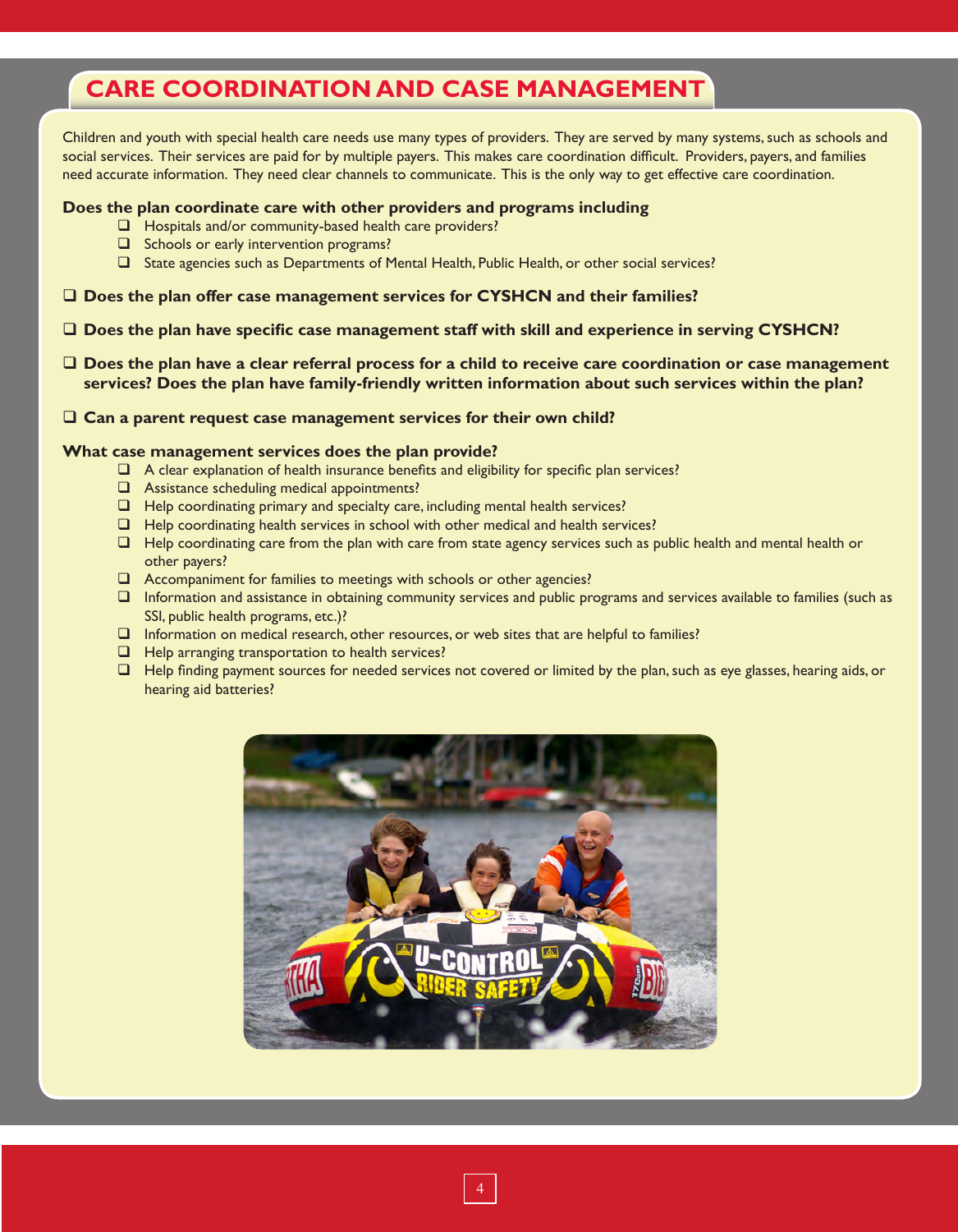# CARE COORDINATION AND CASE MANAGEMENT

Children and youth with special health care needs use many types of providers. They are served by many systems, such as schools and social services. Their services are paid for by multiple payers. This makes care coordination difficult. Providers, payers, and families need accurate information. They need clear channels to communicate. This is the only way to get effective care coordination.

**Does the plan coordinate care with other providers and programs including**

- ☐ Hospitals and/or community-based health care providers?
- ☐ Schools or early intervention programs?
- ☐ State agencies such as Departments of Mental Health, Public Health, or other social services?

☐ **Does the plan offer case management services for CYSHCN and their families?**

☐ **Does the plan have specific case management staff with skill and experience in serving CYSHCN?**

☐ **Does the plan have a clear referral process for a child to receive care coordination or case management services? Does the plan have family-friendly written information about such services within the plan?**

☐ **Can a parent request case management services for their own child?**

**What case management services does the plan provide?**

- ☐ A clear explanation of health insurance benefits and eligibility for specific plan services?
- ☐ Assistance scheduling medical appointments?
- ☐ Help coordinating primary and specialty care, including mental health services?
- ☐ Help coordinating health services in school with other medical and health services?
- ☐ Help coordinating care from the plan with care from state agency services such as public health and mental health or other payers?
- ☐ Accompaniment for families to meetings with schools or other agencies?
- ☐ Information and assistance in obtaining community services and public programs and services available to families (such as SSI, public health programs, etc.)?
- ☐ Information on medical research, other resources, or web sites that are helpful to families?
- ☐ Help arranging transportation to health services?
- ☐ Help finding payment sources for needed services not covered or limited by the plan, such as eye glasses, hearing aids, or hearing aid batteries?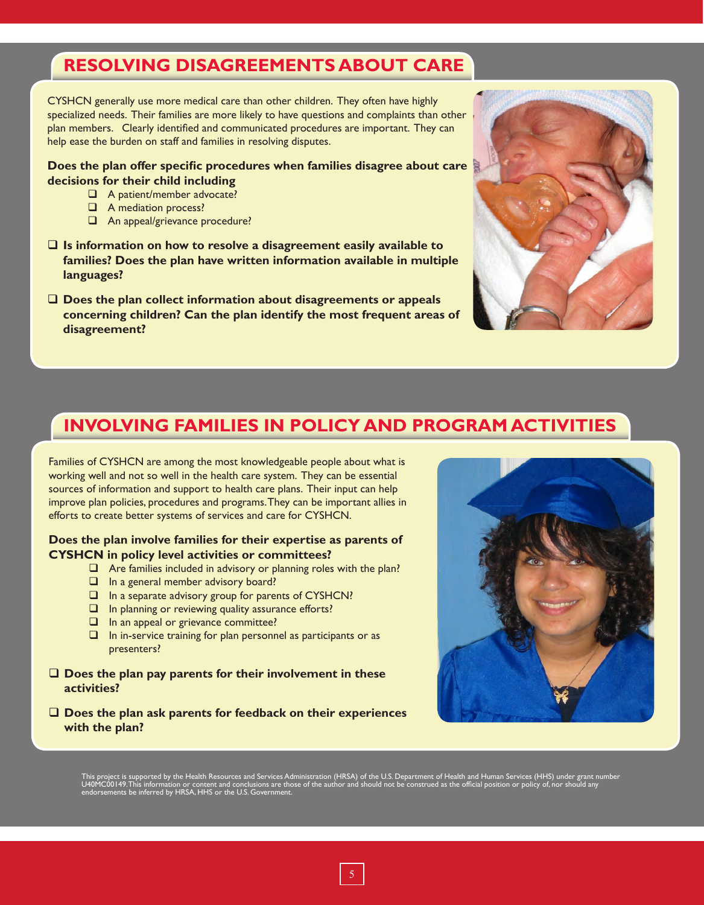## RESOLVING DISAGREEMENTS ABOUT CARE

CYSHCN generally use more medical care than other children. They often have highly specialized needs. Their families are more likely to have questions and complaints than other plan members. Clearly identified and communicated procedures are important. They can help ease the burden on staff and families in resolving disputes.

**Does the plan offer specific procedures when families disagree about care decisions for their child including**

- ❑ A patient/member advocate?
- ❑ A mediation process?
- ❑ An appeal/grievance procedure?

❑ **Is information on how to resolve a disagreement easily available to families? Does the plan have written information available in multiple languages?**

❑ **Does the plan collect information about disagreements or appeals concerning children? Can the plan identify the most frequent areas of disagreement?**

## INVOLVING FAMILIES IN POLICY AND PROGRAM ACTIVITIES

Families of CYSHCN are among the most knowledgeable people about what is working well and not so well in the health care system. They can be essential sources of information and support to health care plans. Their input can help improve plan policies, procedures and programs. They can be important allies in efforts to create better systems of services and care for CYSHCN.

**Does the plan involve families for their expertise as parents of CYSHCN in policy level activities or committees?**

- ❑ Are families included in advisory or planning roles with the plan?
- ❑ In a general member advisory board?
- ❑ In a separate advisory group for parents of CYSHCN?
- ❑ In planning or reviewing quality assurance efforts?
- ❑ In an appeal or grievance committee?
- ❑ In in-service training for plan personnel as participants or as presenters?

❑ **Does the plan pay parents for their involvement in these activities?**

❑ **Does the plan ask parents for feedback on their experiences with the plan?**

This project is supported by the Health Resources and Services Administration (HRSA) of the U.S. Department of Health and Human Services (HHS) under grant number U40MC00149. This information or content and conclusions are those of the author and should not be construed as the official position or policy of, nor should any endorsements be inferred by HRSA, HHS or the U.S. Government.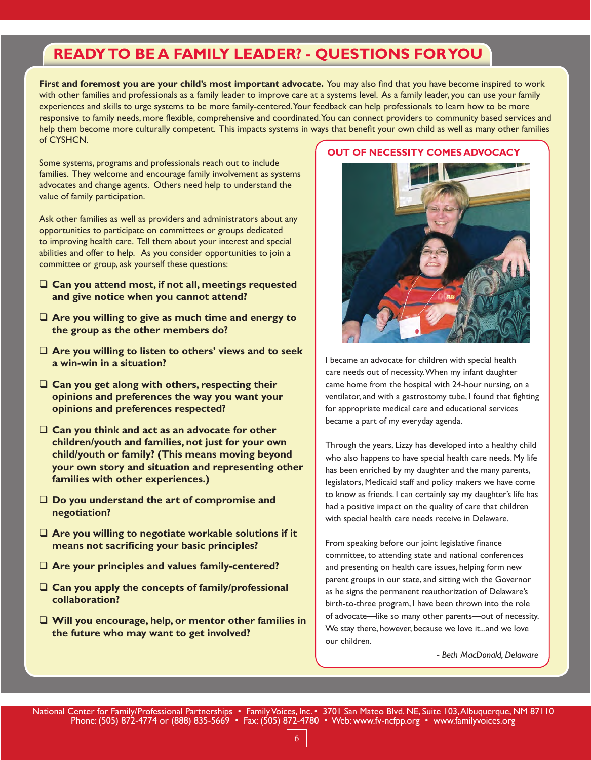## READY TO BE A FAMILY LEADER? - QUESTIONS FOR YOU

**First and foremost you are your child's most important advocate.** You may also find that you have become inspired to work with other families and professionals as a family leader to improve care at a systems level. As a family leader, you can use your family experiences and skills to urge systems to be more family-centered. Your feedback can help professionals to learn how to be more responsive to family needs, more flexible, comprehensive and coordinated. You can connect providers to community based services and help them become more culturally competent. This impacts systems in ways that benefit your own child as well as many other families of CYSHCN.

Some systems, programs and professionals reach out to include families. They welcome and encourage family involvement as systems advocates and change agents. Others need help to understand the value of family participation.

Ask other families as well as providers and administrators about any opportunities to participate on committees or groups dedicated to improving health care. Tell them about your interest and special abilities and offer to help. As you consider opportunities to join a committee or group, ask yourself these questions:

- ❑ **Can you attend most, if not all, meetings requested and give notice when you cannot attend?**
- ❑ **Are you willing to give as much time and energy to the group as the other members do?**
- ❑ **Are you willing to listen to others' views and to seek a win-win in a situation?**
- ❑ **Can you get along with others, respecting their opinions and preferences the way you want your opinions and preferences respected?**
- ❑ **Can you think and act as an advocate for other children/youth and families, not just for your own child/youth or family? (This means moving beyond your own story and situation and representing other families with other experiences.)**
- ❑ **Do you understand the art of compromise and negotiation?**
- ❑ **Are you willing to negotiate workable solutions if it means not sacrificing your basic principles?**
- ❑ **Are your principles and values family-centered?**
- ❑ **Can you apply the concepts of family/professional collaboration?**
- ❑ **Will you encourage, help, or mentor other families in the future who may want to get involved?**

### OUT OF NECESSITY COMES ADVOCACY

I became an advocate for children with special health care needs out of necessity. When my infant daughter came home from the hospital with 24-hour nursing, on a ventilator, and with a gastrostomy tube, I found that fighting for appropriate medical care and educational services became a part of my everyday agenda.

Through the years, Lizzy has developed into a healthy child who also happens to have special health care needs. My life has been enriched by my daughter and the many parents, legislators, Medicaid staff and policy makers we have come to know as friends. I can certainly say my daughter's life has had a positive impact on the quality of care that children with special health care needs receive in Delaware.

From speaking before our joint legislative finance committee, to attending state and national conferences and presenting on health care issues, helping form new parent groups in our state, and sitting with the Governor as he signs the permanent reauthorization of Delaware's birth-to-three program, I have been thrown into the role of advocate—like so many other parents—out of necessity. We stay there, however, because we love it...and we love our children.

*- Beth MacDonald, Delaware*

National Center for Family/Professional Partnerships • Family Voices, Inc. • 3701 San Mateo Blvd. NE, Suite 103, Albuquerque, NM 87110
Phone: (505) 872-4774 or (888) 835-5669 • Fax: (505) 872-4780 • Web: www.fv-ncfpp.org • www.familyvoices.org